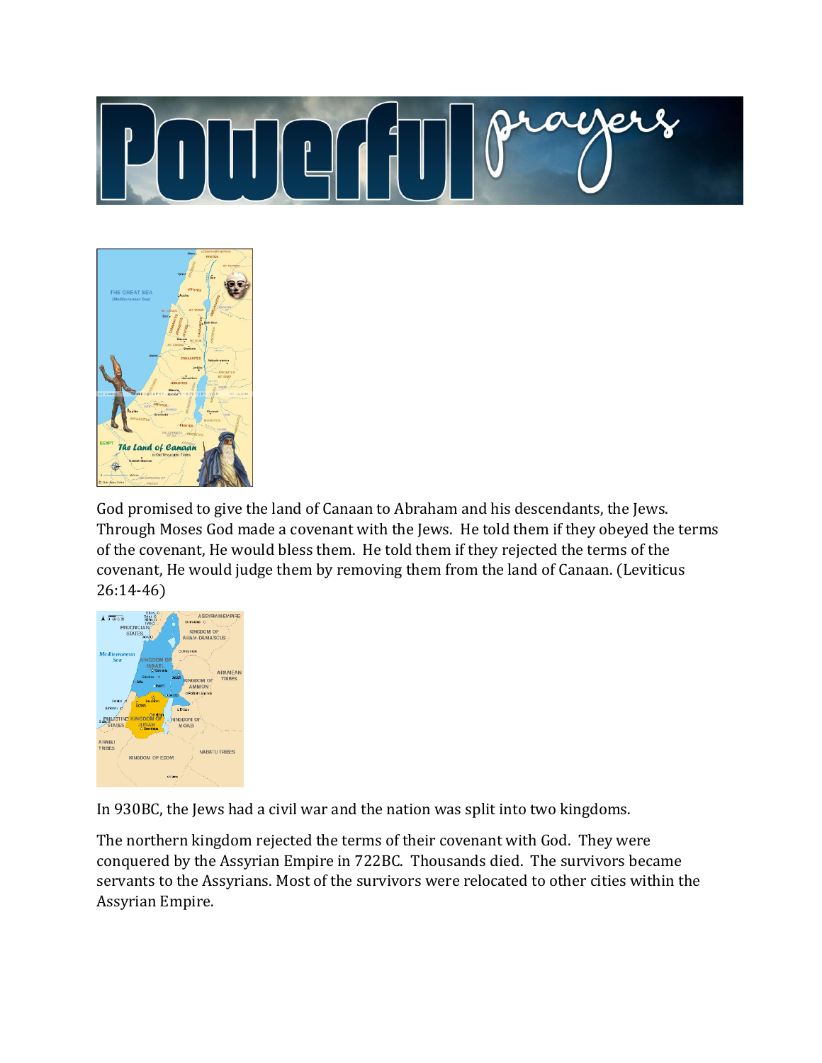# Powerful prayers

God promised to give the land of Canaan to Abraham and his descendants, the Jews. Through Moses God made a covenant with the Jews. He told them if they obeyed the terms of the covenant, He would bless them. He told them if they rejected the terms of the covenant, He would judge them by removing them from the land of Canaan. (Leviticus 26:14-46)

In 930BC, the Jews had a civil war and the nation was split into two kingdoms.

The northern kingdom rejected the terms of their covenant with God. They were conquered by the Assyrian Empire in 722BC. Thousands died. The survivors became servants to the Assyrians. Most of the survivors were relocated to other cities within the Assyrian Empire.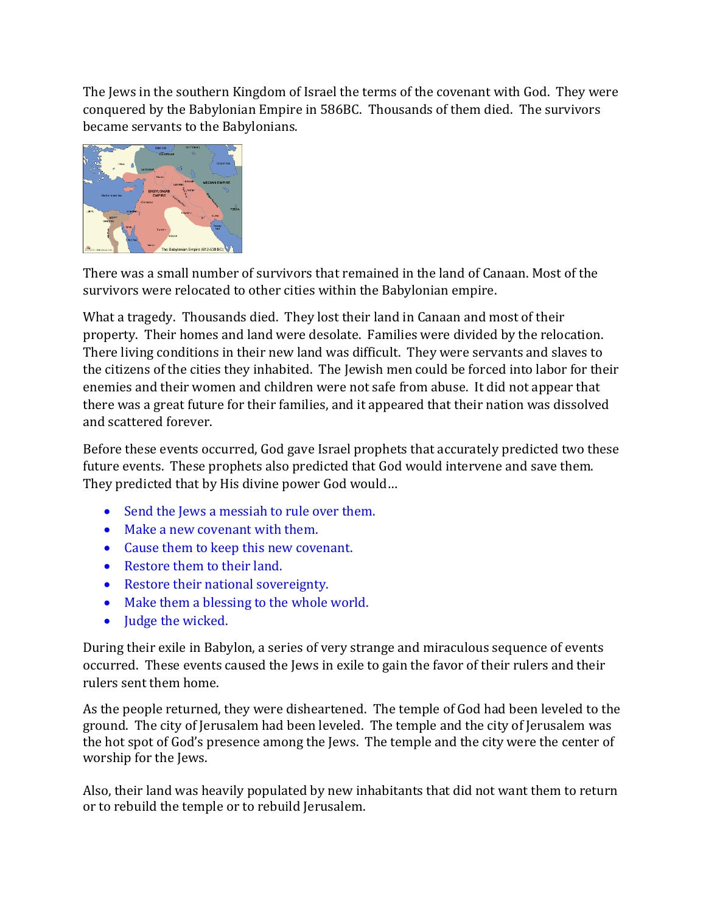The Jews in the southern Kingdom of Israel the terms of the covenant with God. They were conquered by the Babylonian Empire in 586BC. Thousands of them died. The survivors became servants to the Babylonians.

There was a small number of survivors that remained in the land of Canaan. Most of the survivors were relocated to other cities within the Babylonian empire.

What a tragedy. Thousands died. They lost their land in Canaan and most of their property. Their homes and land were desolate. Families were divided by the relocation. There living conditions in their new land was difficult. They were servants and slaves to the citizens of the cities they inhabited. The Jewish men could be forced into labor for their enemies and their women and children were not safe from abuse. It did not appear that there was a great future for their families, and it appeared that their nation was dissolved and scattered forever.

Before these events occurred, God gave Israel prophets that accurately predicted two these future events. These prophets also predicted that God would intervene and save them. They predicted that by His divine power God would…

- Send the Jews a messiah to rule over them.
- Make a new covenant with them.
- Cause them to keep this new covenant.
- Restore them to their land.
- Restore their national sovereignty.
- Make them a blessing to the whole world.
- Judge the wicked.

During their exile in Babylon, a series of very strange and miraculous sequence of events occurred. These events caused the Jews in exile to gain the favor of their rulers and their rulers sent them home.

As the people returned, they were disheartened. The temple of God had been leveled to the ground. The city of Jerusalem had been leveled. The temple and the city of Jerusalem was the hot spot of God's presence among the Jews. The temple and the city were the center of worship for the Jews.

Also, their land was heavily populated by new inhabitants that did not want them to return or to rebuild the temple or to rebuild Jerusalem.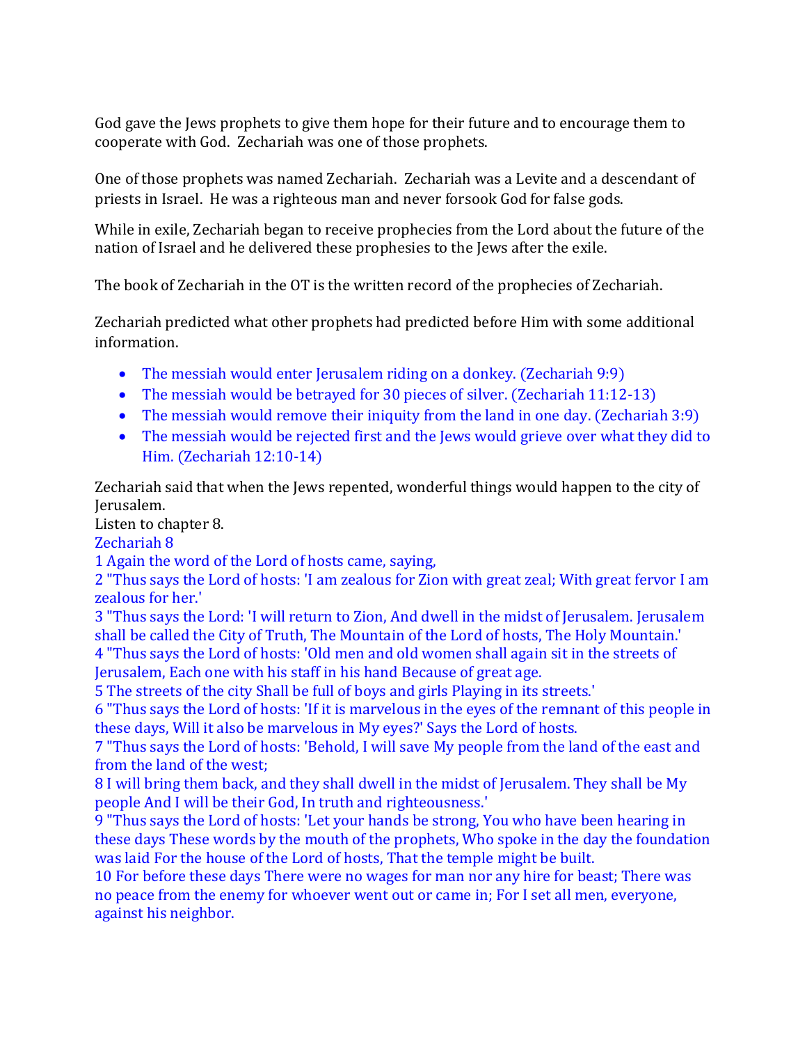God gave the Jews prophets to give them hope for their future and to encourage them to cooperate with God. Zechariah was one of those prophets.

One of those prophets was named Zechariah. Zechariah was a Levite and a descendant of priests in Israel. He was a righteous man and never forsook God for false gods.

While in exile, Zechariah began to receive prophecies from the Lord about the future of the nation of Israel and he delivered these prophesies to the Jews after the exile.

The book of Zechariah in the OT is the written record of the prophecies of Zechariah.

Zechariah predicted what other prophets had predicted before Him with some additional information.

- The messiah would enter Jerusalem riding on a donkey. (Zechariah 9:9)
- The messiah would be betrayed for 30 pieces of silver. (Zechariah 11:12-13)
- The messiah would remove their iniquity from the land in one day. (Zechariah 3:9)
- The messiah would be rejected first and the Jews would grieve over what they did to Him. (Zechariah 12:10-14)

Zechariah said that when the Jews repented, wonderful things would happen to the city of Jerusalem.
Listen to chapter 8.
Zechariah 8
1 Again the word of the Lord of hosts came, saying,
2 "Thus says the Lord of hosts: 'I am zealous for Zion with great zeal; With great fervor I am zealous for her.'
3 "Thus says the Lord: 'I will return to Zion, And dwell in the midst of Jerusalem. Jerusalem shall be called the City of Truth, The Mountain of the Lord of hosts, The Holy Mountain.'
4 "Thus says the Lord of hosts: 'Old men and old women shall again sit in the streets of Jerusalem, Each one with his staff in his hand Because of great age.
5 The streets of the city Shall be full of boys and girls Playing in its streets.'
6 "Thus says the Lord of hosts: 'If it is marvelous in the eyes of the remnant of this people in these days, Will it also be marvelous in My eyes?' Says the Lord of hosts.
7 "Thus says the Lord of hosts: 'Behold, I will save My people from the land of the east and from the land of the west;
8 I will bring them back, and they shall dwell in the midst of Jerusalem. They shall be My people And I will be their God, In truth and righteousness.'
9 "Thus says the Lord of hosts: 'Let your hands be strong, You who have been hearing in these days These words by the mouth of the prophets, Who spoke in the day the foundation was laid For the house of the Lord of hosts, That the temple might be built.
10 For before these days There were no wages for man nor any hire for beast; There was no peace from the enemy for whoever went out or came in; For I set all men, everyone, against his neighbor.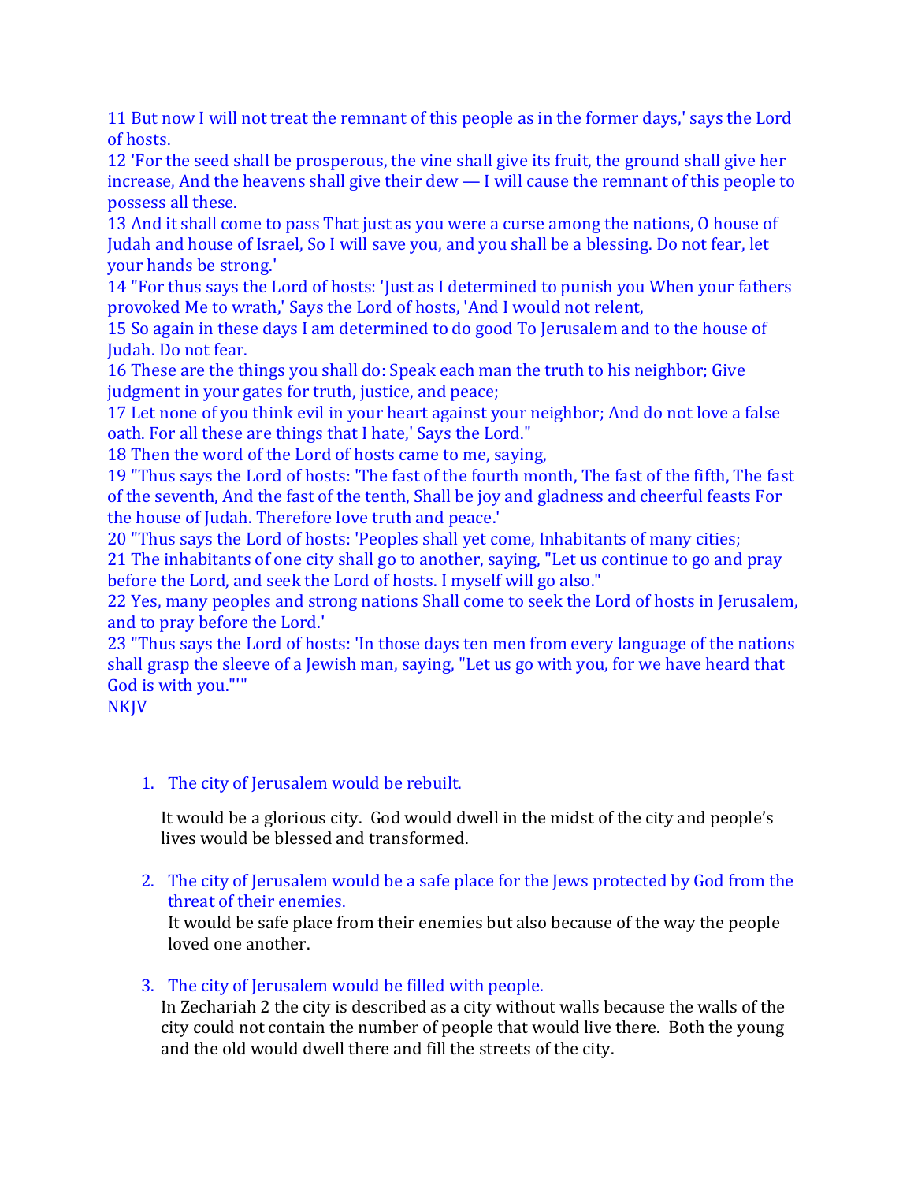11 But now I will not treat the remnant of this people as in the former days,' says the Lord of hosts.
12 'For the seed shall be prosperous, the vine shall give its fruit, the ground shall give her increase, And the heavens shall give their dew — I will cause the remnant of this people to possess all these.
13 And it shall come to pass That just as you were a curse among the nations, O house of Judah and house of Israel, So I will save you, and you shall be a blessing. Do not fear, let your hands be strong.'
14 "For thus says the Lord of hosts: 'Just as I determined to punish you When your fathers provoked Me to wrath,' Says the Lord of hosts, 'And I would not relent,
15 So again in these days I am determined to do good To Jerusalem and to the house of Judah. Do not fear.
16 These are the things you shall do: Speak each man the truth to his neighbor; Give judgment in your gates for truth, justice, and peace;
17 Let none of you think evil in your heart against your neighbor; And do not love a false oath. For all these are things that I hate,' Says the Lord."
18 Then the word of the Lord of hosts came to me, saying,
19 "Thus says the Lord of hosts: 'The fast of the fourth month, The fast of the fifth, The fast of the seventh, And the fast of the tenth, Shall be joy and gladness and cheerful feasts For the house of Judah. Therefore love truth and peace.'
20 "Thus says the Lord of hosts: 'Peoples shall yet come, Inhabitants of many cities;
21 The inhabitants of one city shall go to another, saying, "Let us continue to go and pray before the Lord, and seek the Lord of hosts. I myself will go also."
22 Yes, many peoples and strong nations Shall come to seek the Lord of hosts in Jerusalem, and to pray before the Lord.'
23 "Thus says the Lord of hosts: 'In those days ten men from every language of the nations shall grasp the sleeve of a Jewish man, saying, "Let us go with you, for we have heard that God is with you."'"
NKJV

1. The city of Jerusalem would be rebuilt.

   It would be a glorious city. God would dwell in the midst of the city and people's lives would be blessed and transformed.

2. The city of Jerusalem would be a safe place for the Jews protected by God from the threat of their enemies.

   It would be safe place from their enemies but also because of the way the people loved one another.

3. The city of Jerusalem would be filled with people.

   In Zechariah 2 the city is described as a city without walls because the walls of the city could not contain the number of people that would live there. Both the young and the old would dwell there and fill the streets of the city.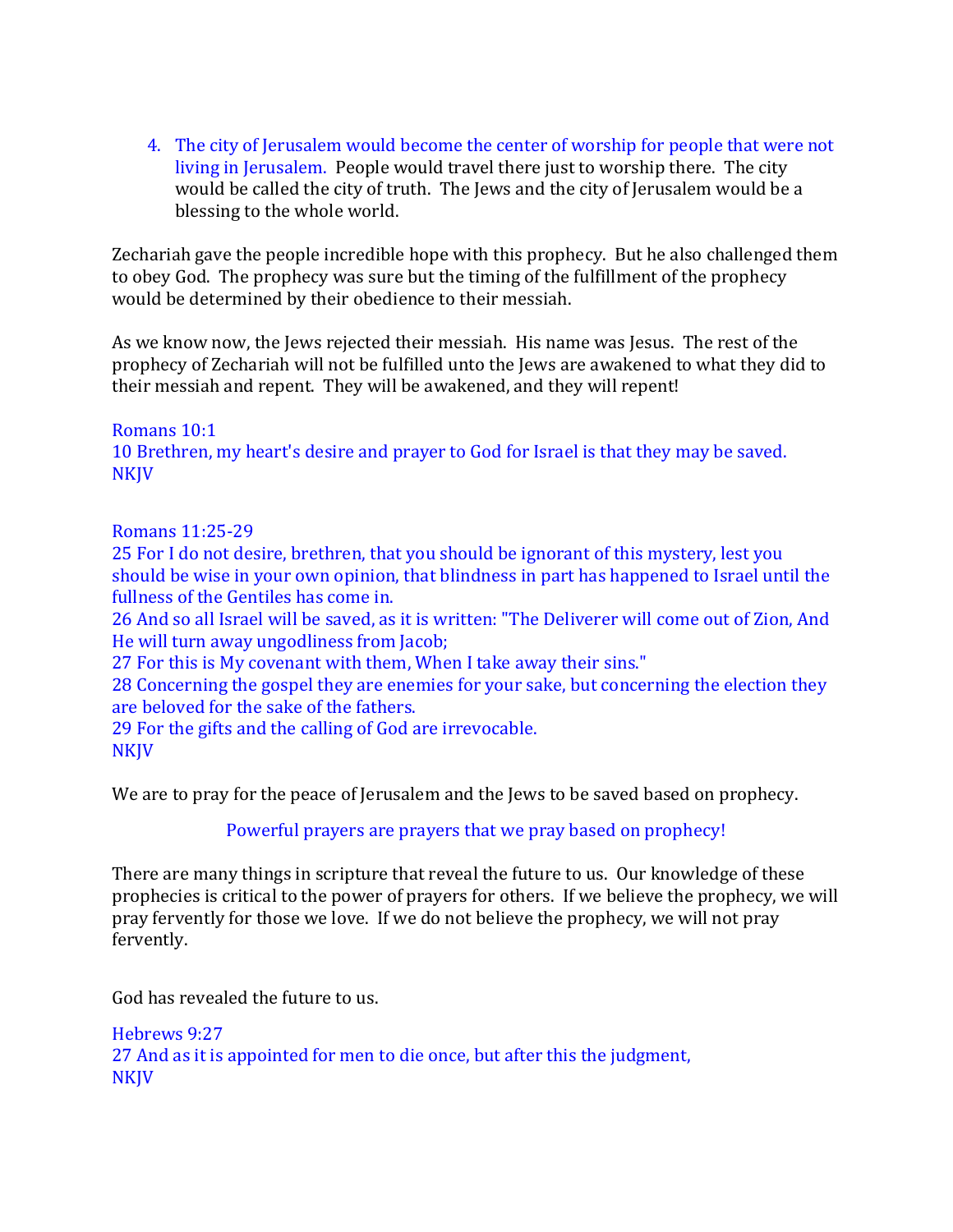4. The city of Jerusalem would become the center of worship for people that were not living in Jerusalem. People would travel there just to worship there. The city would be called the city of truth. The Jews and the city of Jerusalem would be a blessing to the whole world.

Zechariah gave the people incredible hope with this prophecy. But he also challenged them to obey God. The prophecy was sure but the timing of the fulfillment of the prophecy would be determined by their obedience to their messiah.

As we know now, the Jews rejected their messiah. His name was Jesus. The rest of the prophecy of Zechariah will not be fulfilled unto the Jews are awakened to what they did to their messiah and repent. They will be awakened, and they will repent!

Romans 10:1
10 Brethren, my heart's desire and prayer to God for Israel is that they may be saved.
NKJV

Romans 11:25-29
25 For I do not desire, brethren, that you should be ignorant of this mystery, lest you should be wise in your own opinion, that blindness in part has happened to Israel until the fullness of the Gentiles has come in.
26 And so all Israel will be saved, as it is written: "The Deliverer will come out of Zion, And He will turn away ungodliness from Jacob;
27 For this is My covenant with them, When I take away their sins."
28 Concerning the gospel they are enemies for your sake, but concerning the election they are beloved for the sake of the fathers.
29 For the gifts and the calling of God are irrevocable.
NKJV

We are to pray for the peace of Jerusalem and the Jews to be saved based on prophecy.

Powerful prayers are prayers that we pray based on prophecy!

There are many things in scripture that reveal the future to us. Our knowledge of these prophecies is critical to the power of prayers for others. If we believe the prophecy, we will pray fervently for those we love. If we do not believe the prophecy, we will not pray fervently.

God has revealed the future to us.

Hebrews 9:27
27 And as it is appointed for men to die once, but after this the judgment,
NKJV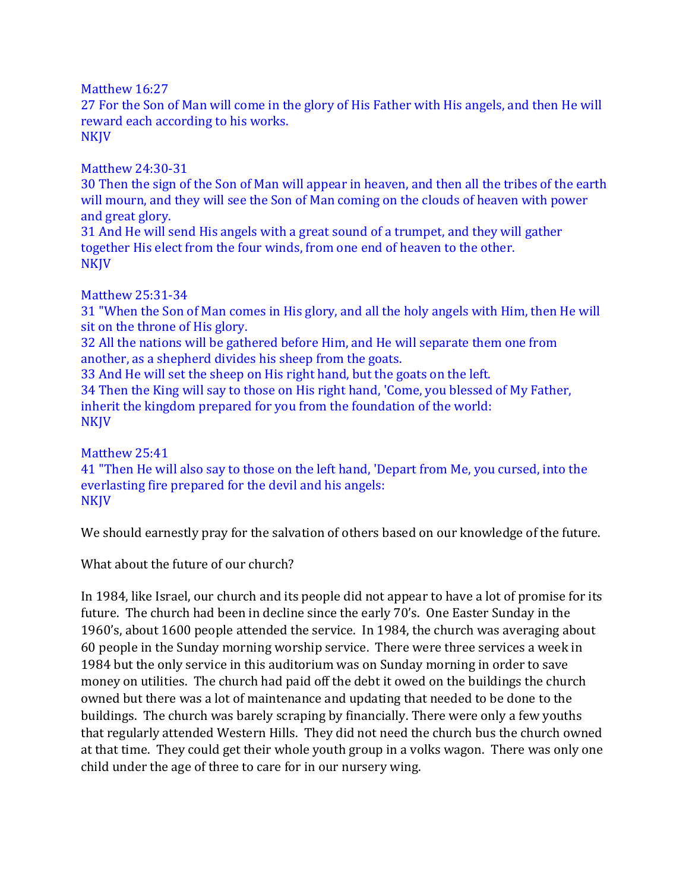Matthew 16:27
27 For the Son of Man will come in the glory of His Father with His angels, and then He will reward each according to his works.
NKJV

Matthew 24:30-31
30 Then the sign of the Son of Man will appear in heaven, and then all the tribes of the earth will mourn, and they will see the Son of Man coming on the clouds of heaven with power and great glory.
31 And He will send His angels with a great sound of a trumpet, and they will gather together His elect from the four winds, from one end of heaven to the other.
NKJV

Matthew 25:31-34
31 "When the Son of Man comes in His glory, and all the holy angels with Him, then He will sit on the throne of His glory.
32 All the nations will be gathered before Him, and He will separate them one from another, as a shepherd divides his sheep from the goats.
33 And He will set the sheep on His right hand, but the goats on the left.
34 Then the King will say to those on His right hand, 'Come, you blessed of My Father, inherit the kingdom prepared for you from the foundation of the world:
NKJV

Matthew 25:41
41 "Then He will also say to those on the left hand, 'Depart from Me, you cursed, into the everlasting fire prepared for the devil and his angels:
NKJV

We should earnestly pray for the salvation of others based on our knowledge of the future.

What about the future of our church?

In 1984, like Israel, our church and its people did not appear to have a lot of promise for its future. The church had been in decline since the early 70's. One Easter Sunday in the 1960's, about 1600 people attended the service. In 1984, the church was averaging about 60 people in the Sunday morning worship service. There were three services a week in 1984 but the only service in this auditorium was on Sunday morning in order to save money on utilities. The church had paid off the debt it owed on the buildings the church owned but there was a lot of maintenance and updating that needed to be done to the buildings. The church was barely scraping by financially. There were only a few youths that regularly attended Western Hills. They did not need the church bus the church owned at that time. They could get their whole youth group in a volks wagon. There was only one child under the age of three to care for in our nursery wing.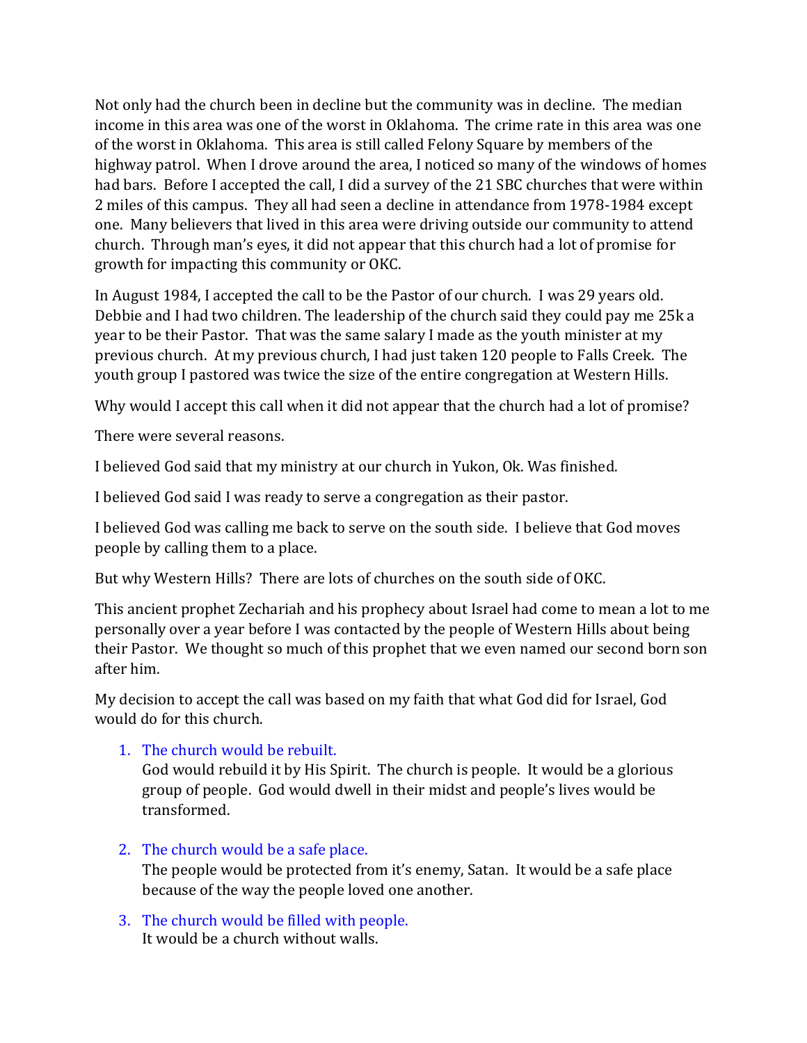Not only had the church been in decline but the community was in decline. The median income in this area was one of the worst in Oklahoma. The crime rate in this area was one of the worst in Oklahoma. This area is still called Felony Square by members of the highway patrol. When I drove around the area, I noticed so many of the windows of homes had bars. Before I accepted the call, I did a survey of the 21 SBC churches that were within 2 miles of this campus. They all had seen a decline in attendance from 1978-1984 except one. Many believers that lived in this area were driving outside our community to attend church. Through man's eyes, it did not appear that this church had a lot of promise for growth for impacting this community or OKC.

In August 1984, I accepted the call to be the Pastor of our church. I was 29 years old. Debbie and I had two children. The leadership of the church said they could pay me 25k a year to be their Pastor. That was the same salary I made as the youth minister at my previous church. At my previous church, I had just taken 120 people to Falls Creek. The youth group I pastored was twice the size of the entire congregation at Western Hills.

Why would I accept this call when it did not appear that the church had a lot of promise?

There were several reasons.

I believed God said that my ministry at our church in Yukon, Ok. Was finished.

I believed God said I was ready to serve a congregation as their pastor.

I believed God was calling me back to serve on the south side. I believe that God moves people by calling them to a place.

But why Western Hills? There are lots of churches on the south side of OKC.

This ancient prophet Zechariah and his prophecy about Israel had come to mean a lot to me personally over a year before I was contacted by the people of Western Hills about being their Pastor. We thought so much of this prophet that we even named our second born son after him.

My decision to accept the call was based on my faith that what God did for Israel, God would do for this church.

1. The church would be rebuilt.
   God would rebuild it by His Spirit. The church is people. It would be a glorious group of people. God would dwell in their midst and people's lives would be transformed.

2. The church would be a safe place.
   The people would be protected from it's enemy, Satan. It would be a safe place because of the way the people loved one another.

3. The church would be filled with people.
   It would be a church without walls.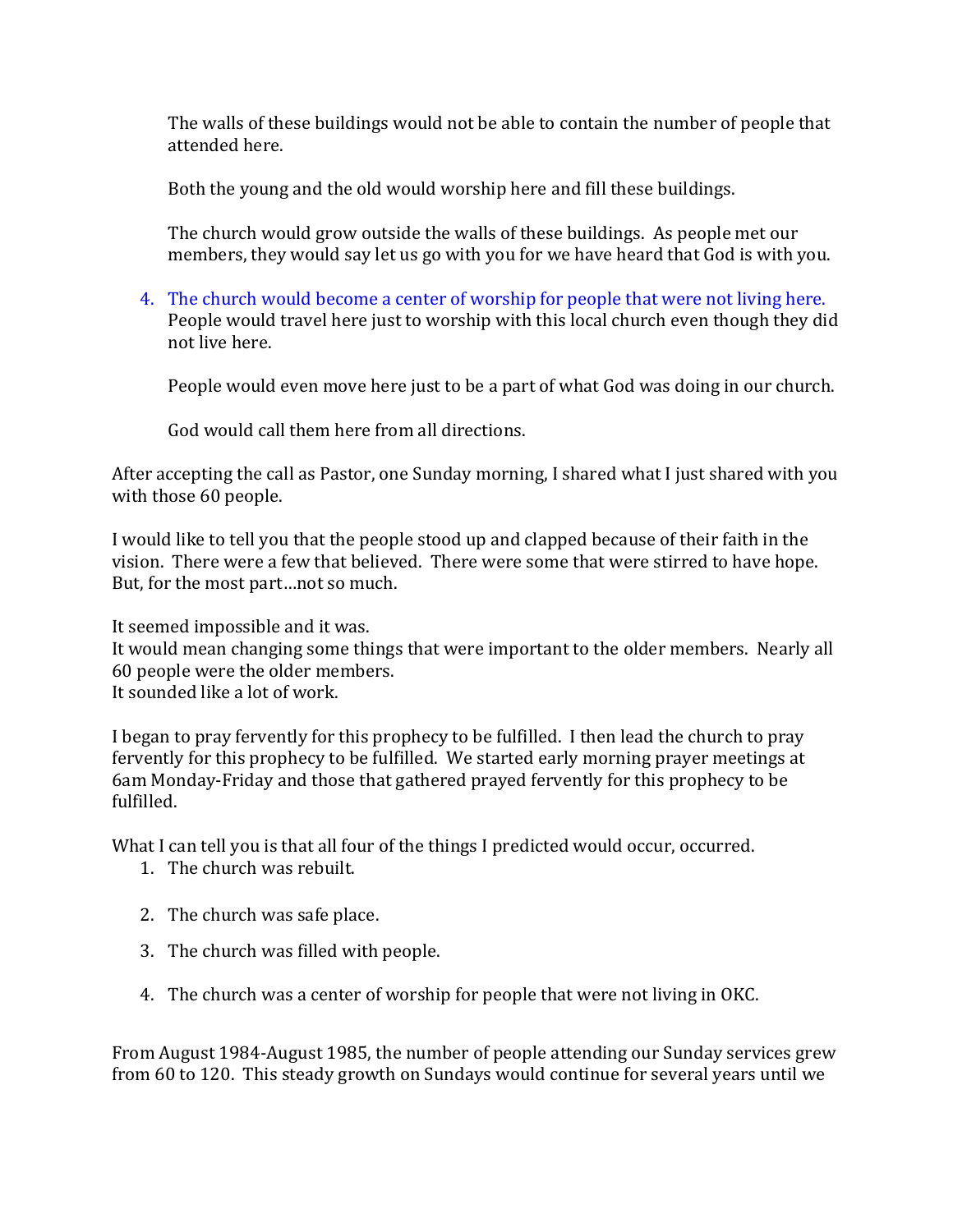The walls of these buildings would not be able to contain the number of people that attended here.

Both the young and the old would worship here and fill these buildings.

The church would grow outside the walls of these buildings. As people met our members, they would say let us go with you for we have heard that God is with you.

4. The church would become a center of worship for people that were not living here. People would travel here just to worship with this local church even though they did not live here.

   People would even move here just to be a part of what God was doing in our church.

   God would call them here from all directions.

After accepting the call as Pastor, one Sunday morning, I shared what I just shared with you with those 60 people.

I would like to tell you that the people stood up and clapped because of their faith in the vision. There were a few that believed. There were some that were stirred to have hope. But, for the most part…not so much.

It seemed impossible and it was.
It would mean changing some things that were important to the older members. Nearly all 60 people were the older members.
It sounded like a lot of work.

I began to pray fervently for this prophecy to be fulfilled. I then lead the church to pray fervently for this prophecy to be fulfilled. We started early morning prayer meetings at 6am Monday-Friday and those that gathered prayed fervently for this prophecy to be fulfilled.

What I can tell you is that all four of the things I predicted would occur, occurred.

1. The church was rebuilt.
2. The church was safe place.
3. The church was filled with people.
4. The church was a center of worship for people that were not living in OKC.

From August 1984-August 1985, the number of people attending our Sunday services grew from 60 to 120. This steady growth on Sundays would continue for several years until we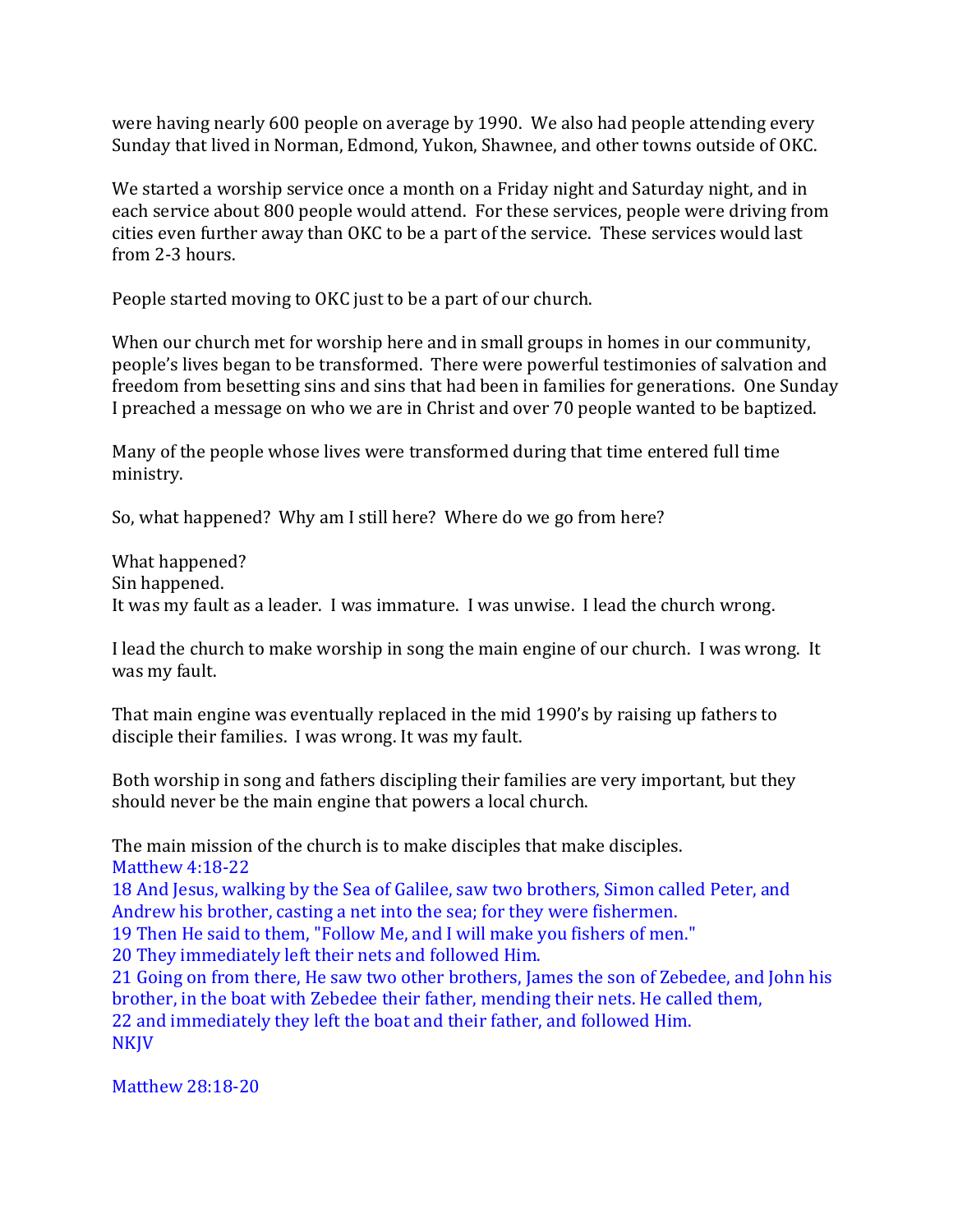were having nearly 600 people on average by 1990. We also had people attending every Sunday that lived in Norman, Edmond, Yukon, Shawnee, and other towns outside of OKC.

We started a worship service once a month on a Friday night and Saturday night, and in each service about 800 people would attend. For these services, people were driving from cities even further away than OKC to be a part of the service. These services would last from 2-3 hours.

People started moving to OKC just to be a part of our church.

When our church met for worship here and in small groups in homes in our community, people's lives began to be transformed. There were powerful testimonies of salvation and freedom from besetting sins and sins that had been in families for generations. One Sunday I preached a message on who we are in Christ and over 70 people wanted to be baptized.

Many of the people whose lives were transformed during that time entered full time ministry.

So, what happened? Why am I still here? Where do we go from here?

What happened?
Sin happened.
It was my fault as a leader. I was immature. I was unwise. I lead the church wrong.

I lead the church to make worship in song the main engine of our church. I was wrong. It was my fault.

That main engine was eventually replaced in the mid 1990's by raising up fathers to disciple their families. I was wrong. It was my fault.

Both worship in song and fathers discipling their families are very important, but they should never be the main engine that powers a local church.

The main mission of the church is to make disciples that make disciples.
Matthew 4:18-22
18 And Jesus, walking by the Sea of Galilee, saw two brothers, Simon called Peter, and Andrew his brother, casting a net into the sea; for they were fishermen.
19 Then He said to them, "Follow Me, and I will make you fishers of men."
20 They immediately left their nets and followed Him.
21 Going on from there, He saw two other brothers, James the son of Zebedee, and John his brother, in the boat with Zebedee their father, mending their nets. He called them,
22 and immediately they left the boat and their father, and followed Him.
NKJV

Matthew 28:18-20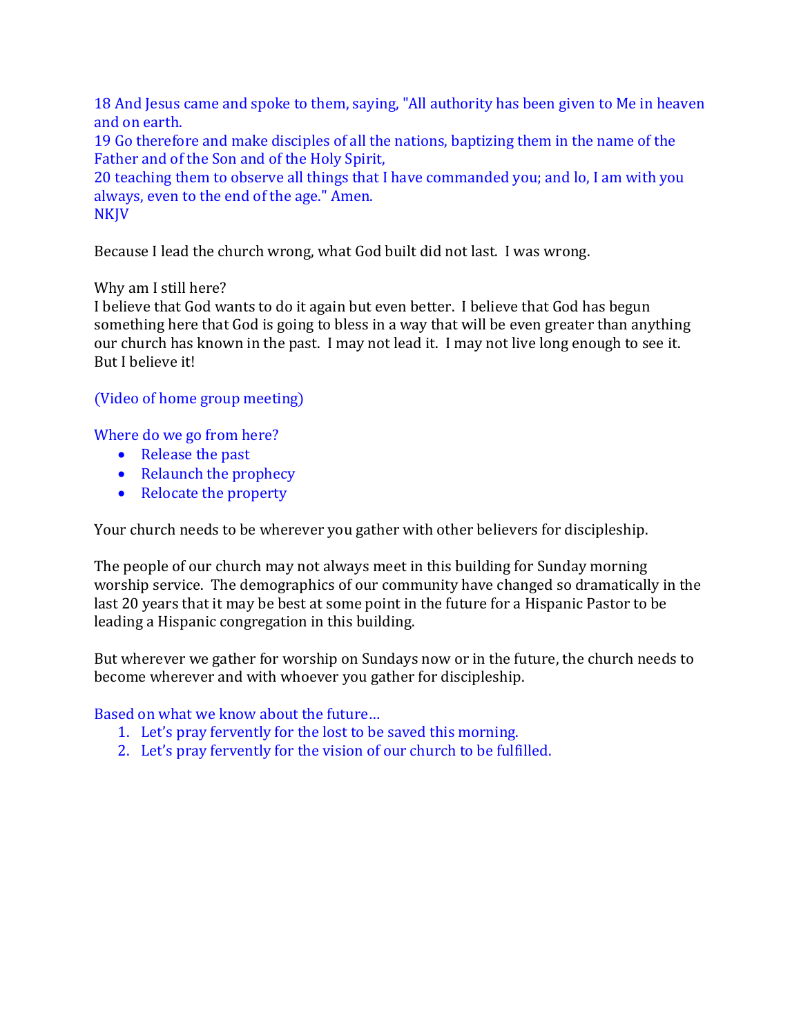18 And Jesus came and spoke to them, saying, "All authority has been given to Me in heaven and on earth.
19 Go therefore and make disciples of all the nations, baptizing them in the name of the Father and of the Son and of the Holy Spirit,
20 teaching them to observe all things that I have commanded you; and lo, I am with you always, even to the end of the age." Amen.
NKJV

Because I lead the church wrong, what God built did not last. I was wrong.

Why am I still here?
I believe that God wants to do it again but even better. I believe that God has begun something here that God is going to bless in a way that will be even greater than anything our church has known in the past. I may not lead it. I may not live long enough to see it. But I believe it!

(Video of home group meeting)

Where do we go from here?

- Release the past
- Relaunch the prophecy
- Relocate the property

Your church needs to be wherever you gather with other believers for discipleship.

The people of our church may not always meet in this building for Sunday morning worship service. The demographics of our community have changed so dramatically in the last 20 years that it may be best at some point in the future for a Hispanic Pastor to be leading a Hispanic congregation in this building.

But wherever we gather for worship on Sundays now or in the future, the church needs to become wherever and with whoever you gather for discipleship.

Based on what we know about the future…

1. Let's pray fervently for the lost to be saved this morning.
2. Let's pray fervently for the vision of our church to be fulfilled.